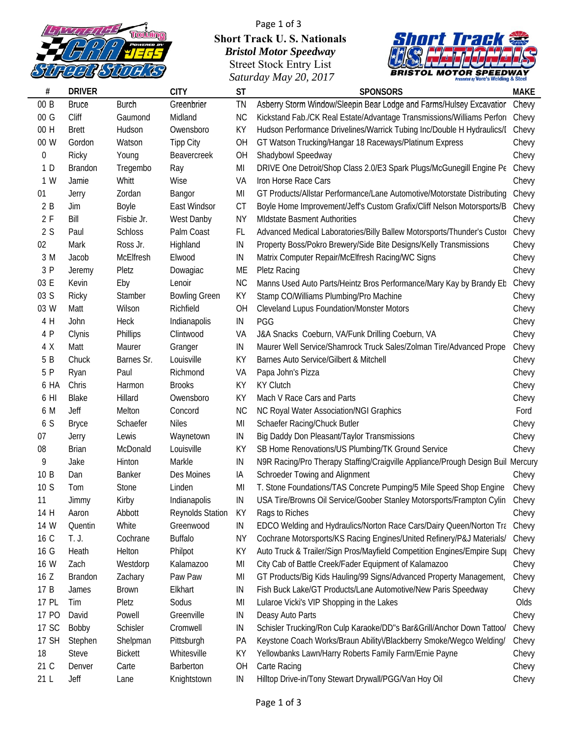**Short Track U. S. Nationals**
***Bristol Motor Speedway***
Street Stock Entry List
*Saturday May 20, 2017*

| # | DRIVER | | CITY | ST | SPONSORS | MAKE |
|---|---|---|---|---|---|---|
| 00 B | Bruce | Burch | Greenbrier | TN | Asberry Storm Window/Sleepin Bear Lodge and Farms/Hulsey Excavatior | Chevy |
| 00 G | Cliff | Gaumond | Midland | NC | Kickstand Fab./CK Real Estate/Advantage Transmissions/Williams Perfor | Chevy |
| 00 H | Brett | Hudson | Owensboro | KY | Hudson Performance Drivelines/Warrick Tubing Inc/Double H Hydraulics/I | Chevy |
| 00 W | Gordon | Watson | Tipp City | OH | GT Watson Trucking/Hangar 18 Raceways/Platinum Express | Chevy |
| 0 | Ricky | Young | Beavercreek | OH | Shadybowl Speedway | Chevy |
| 1 D | Brandon | Tregembo | Ray | MI | DRIVE One Detroit/Shop Class 2.0/E3 Spark Plugs/McGunegill Engine Pe | Chevy |
| 1 W | Jamie | Whitt | Wise | VA | Iron Horse Race Cars | Chevy |
| 01 | Jerry | Zordan | Bangor | MI | GT Products/Allstar Performance/Lane Automotive/Motorstate Distributing | Chevy |
| 2 B | Jim | Boyle | East Windsor | CT | Boyle Home Improvement/Jeff's Custom Grafix/Cliff Nelson Motorsports/B | Chevy |
| 2 F | Bill | Fisbie Jr. | West Danby | NY | MIdstate Basment Authorities | Chevy |
| 2 S | Paul | Schloss | Palm Coast | FL | Advanced Medical Laboratories/Billy Ballew Motorsports/Thunder's Custo | Chevy |
| 02 | Mark | Ross Jr. | Highland | IN | Property Boss/Pokro Brewery/Side Bite Designs/Kelly Transmissions | Chevy |
| 3 M | Jacob | McElfresh | Elwood | IN | Matrix Computer Repair/McElfresh Racing/WC Signs | Chevy |
| 3 P | Jeremy | Pletz | Dowagiac | ME | Pletz Racing | Chevy |
| 03 E | Kevin | Eby | Lenoir | NC | Manns Used Auto Parts/Heintz Bros Performance/Mary Kay by Brandy Eb | Chevy |
| 03 S | Ricky | Stamber | Bowling Green | KY | Stamp CO/Williams Plumbing/Pro Machine | Chevy |
| 03 W | Matt | Wilson | Richfield | OH | Cleveland Lupus Foundation/Monster Motors | Chevy |
| 4 H | John | Heck | Indianapolis | IN | PGG | Chevy |
| 4 P | Clynis | Phillips | Clintwood | VA | J&A Snacks Coeburn, VA/Funk Drilling Coeburn, VA | Chevy |
| 4 X | Matt | Maurer | Granger | IN | Maurer Well Service/Shamrock Truck Sales/Zolman Tire/Advanced Prope | Chevy |
| 5 B | Chuck | Barnes Sr. | Louisville | KY | Barnes Auto Service/Gilbert & Mitchell | Chevy |
| 5 P | Ryan | Paul | Richmond | VA | Papa John's Pizza | Chevy |
| 6 HA | Chris | Harmon | Brooks | KY | KY Clutch | Chevy |
| 6 HI | Blake | Hillard | Owensboro | KY | Mach V Race Cars and Parts | Chevy |
| 6 M | Jeff | Melton | Concord | NC | NC Royal Water Association/NGI Graphics | Ford |
| 6 S | Bryce | Schaefer | Niles | MI | Schaefer Racing/Chuck Butler | Chevy |
| 07 | Jerry | Lewis | Waynetown | IN | Big Daddy Don Pleasant/Taylor Transmissions | Chevy |
| 08 | Brian | McDonald | Louisville | KY | SB Home Renovations/US Plumbing/TK Ground Service | Chevy |
| 9 | Jake | Hinton | Markle | IN | N9R Racing/Pro Therapy Staffing/Craigville Appliance/Prough Design Buil | Mercury |
| 10 B | Dan | Banker | Des Moines | IA | Schroeder Towing and Alignment | Chevy |
| 10 S | Tom | Stone | Linden | MI | T. Stone Foundations/TAS Concrete Pumping/5 Mile Speed Shop Engine | Chevy |
| 11 | Jimmy | Kirby | Indianapolis | IN | USA Tire/Browns Oil Service/Goober Stanley Motorsports/Frampton Cylin | Chevy |
| 14 H | Aaron | Abbott | Reynolds Station | KY | Rags to Riches | Chevy |
| 14 W | Quentin | White | Greenwood | IN | EDCO Welding and Hydraulics/Norton Race Cars/Dairy Queen/Norton Tra | Chevy |
| 16 C | T. J. | Cochrane | Buffalo | NY | Cochrane Motorsports/KS Racing Engines/United Refinery/P&J Materials/ | Chevy |
| 16 G | Heath | Helton | Philpot | KY | Auto Truck & Trailer/Sign Pros/Mayfield Competition Engines/Empire Sup | Chevy |
| 16 W | Zach | Westdorp | Kalamazoo | MI | City Cab of Battle Creek/Fader Equipment of Kalamazoo | Chevy |
| 16 Z | Brandon | Zachary | Paw Paw | MI | GT Products/Big Kids Hauling/99 Signs/Advanced Property Management, | Chevy |
| 17 B | James | Brown | Elkhart | IN | Fish Buck Lake/GT Products/Lane Automotive/New Paris Speedway | Chevy |
| 17 PL | Tim | Pletz | Sodus | MI | Lularoe Vicki's VIP Shopping in the Lakes | Olds |
| 17 PO | David | Powell | Greenville | IN | Deasy Auto Parts | Chevy |
| 17 SC | Bobby | Schisler | Cromwell | IN | Schisler Trucking/Ron Culp Karaoke/DD"s Bar&Grill/Anchor Down Tattoo/ | Chevy |
| 17 SH | Stephen | Shelpman | Pittsburgh | PA | Keystone Coach Works/Braun Ability\/Blackberry Smoke/Wegco Welding/ | Chevy |
| 18 | Steve | Bickett | Whitesville | KY | Yellowbanks Lawn/Harry Roberts Family Farm/Ernie Payne | Chevy |
| 21 C | Denver | Carte | Barberton | OH | Carte Racing | Chevy |
| 21 L | Jeff | Lane | Knightstown | IN | Hilltop Drive-in/Tony Stewart Drywall/PGG/Van Hoy Oil | Chevy |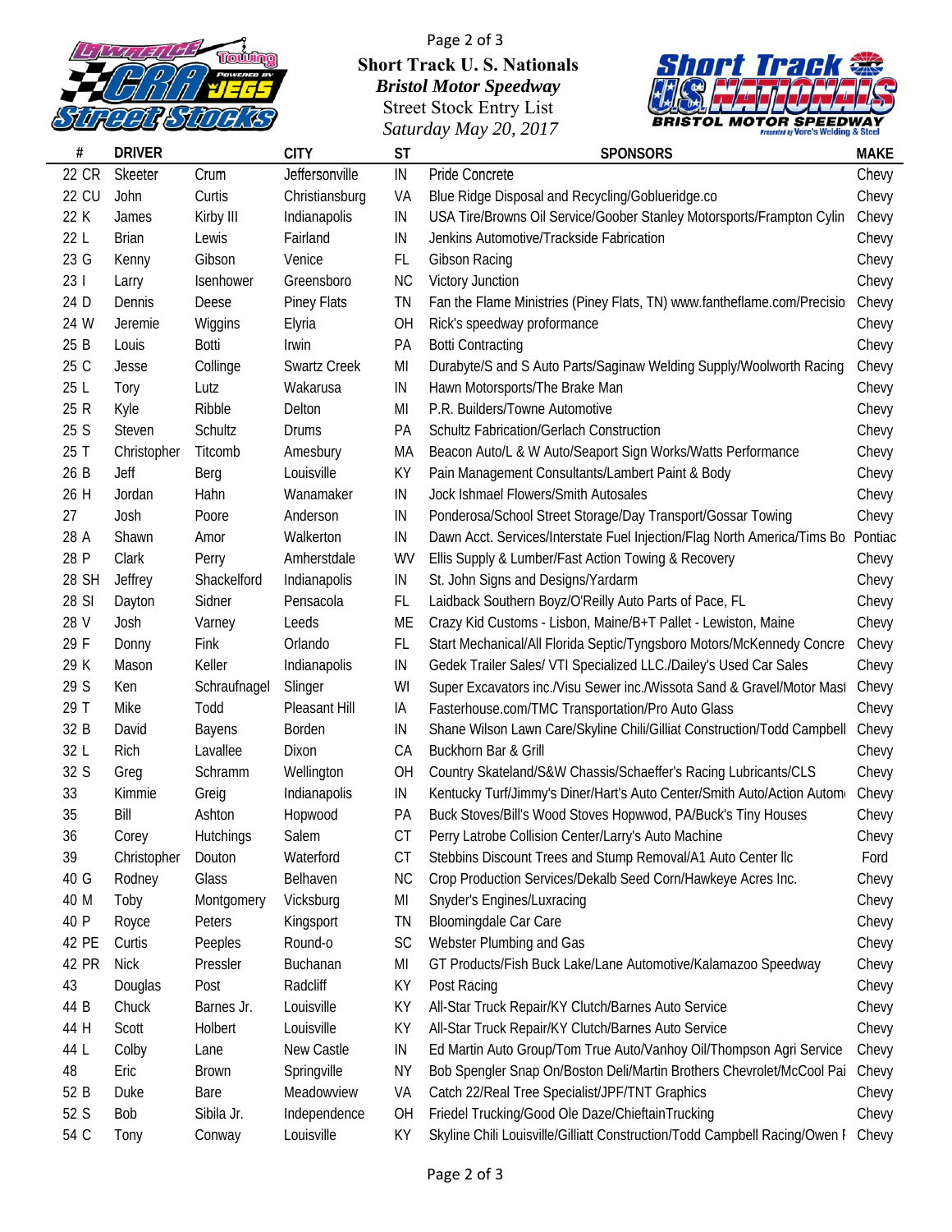**Short Track U. S. Nationals**

***Bristol Motor Speedway***

Street Stock Entry List

*Saturday May 20, 2017*

| # | DRIVER | | CITY | ST | SPONSORS | MAKE |
|---|---|---|---|---|---|---|
| 22 CR | Skeeter | Crum | Jeffersonville | IN | Pride Concrete | Chevy |
| 22 CU | John | Curtis | Christiansburg | VA | Blue Ridge Disposal and Recycling/Goblueridge.co | Chevy |
| 22 K | James | Kirby III | Indianapolis | IN | USA Tire/Browns Oil Service/Goober Stanley Motorsports/Frampton Cylin | Chevy |
| 22 L | Brian | Lewis | Fairland | IN | Jenkins Automotive/Trackside Fabrication | Chevy |
| 23 G | Kenny | Gibson | Venice | FL | Gibson Racing | Chevy |
| 23 I | Larry | Isenhower | Greensboro | NC | Victory Junction | Chevy |
| 24 D | Dennis | Deese | Piney Flats | TN | Fan the Flame Ministries (Piney Flats, TN) www.fantheflame.com/Precisio | Chevy |
| 24 W | Jeremie | Wiggins | Elyria | OH | Rick's speedway proformance | Chevy |
| 25 B | Louis | Botti | Irwin | PA | Botti Contracting | Chevy |
| 25 C | Jesse | Collinge | Swartz Creek | MI | Durabyte/S and S Auto Parts/Saginaw Welding Supply/Woolworth Racing | Chevy |
| 25 L | Tory | Lutz | Wakarusa | IN | Hawn Motorsports/The Brake Man | Chevy |
| 25 R | Kyle | Ribble | Delton | MI | P.R. Builders/Towne Automotive | Chevy |
| 25 S | Steven | Schultz | Drums | PA | Schultz Fabrication/Gerlach Construction | Chevy |
| 25 T | Christopher | Titcomb | Amesbury | MA | Beacon Auto/L & W Auto/Seaport Sign Works/Watts Performance | Chevy |
| 26 B | Jeff | Berg | Louisville | KY | Pain Management Consultants/Lambert Paint & Body | Chevy |
| 26 H | Jordan | Hahn | Wanamaker | IN | Jock Ishmael Flowers/Smith Autosales | Chevy |
| 27 | Josh | Poore | Anderson | IN | Ponderosa/School Street Storage/Day Transport/Gossar Towing | Chevy |
| 28 A | Shawn | Amor | Walkerton | IN | Dawn Acct. Services/Interstate Fuel Injection/Flag North America/Tims Bo | Pontiac |
| 28 P | Clark | Perry | Amherstdale | WV | Ellis Supply & Lumber/Fast Action Towing & Recovery | Chevy |
| 28 SH | Jeffrey | Shackelford | Indianapolis | IN | St. John Signs and Designs/Yardarm | Chevy |
| 28 SI | Dayton | Sidner | Pensacola | FL | Laidback Southern Boyz/O'Reilly Auto Parts of Pace, FL | Chevy |
| 28 V | Josh | Varney | Leeds | ME | Crazy Kid Customs - Lisbon, Maine/B+T Pallet - Lewiston, Maine | Chevy |
| 29 F | Donny | Fink | Orlando | FL | Start Mechanical/All Florida Septic/Tyngsboro Motors/McKennedy Concre | Chevy |
| 29 K | Mason | Keller | Indianapolis | IN | Gedek Trailer Sales/ VTI Specialized LLC./Dailey's Used Car Sales | Chevy |
| 29 S | Ken | Schraufnagel | Slinger | WI | Super Excavators inc./Visu Sewer inc./Wissota Sand & Gravel/Motor Mast | Chevy |
| 29 T | Mike | Todd | Pleasant Hill | IA | Fasterhouse.com/TMC Transportation/Pro Auto Glass | Chevy |
| 32 B | David | Bayens | Borden | IN | Shane Wilson Lawn Care/Skyline Chili/Gilliat Construction/Todd Campbell | Chevy |
| 32 L | Rich | Lavallee | Dixon | CA | Buckhorn Bar & Grill | Chevy |
| 32 S | Greg | Schramm | Wellington | OH | Country Skateland/S&W Chassis/Schaeffer's Racing Lubricants/CLS | Chevy |
| 33 | Kimmie | Greig | Indianapolis | IN | Kentucky Turf/Jimmy's Diner/Hart's Auto Center/Smith Auto/Action Autom | Chevy |
| 35 | Bill | Ashton | Hopwood | PA | Buck Stoves/Bill's Wood Stoves Hopwwod, PA/Buck's Tiny Houses | Chevy |
| 36 | Corey | Hutchings | Salem | CT | Perry Latrobe Collision Center/Larry's Auto Machine | Chevy |
| 39 | Christopher | Douton | Waterford | CT | Stebbins Discount Trees and Stump Removal/A1 Auto Center llc | Ford |
| 40 G | Rodney | Glass | Belhaven | NC | Crop Production Services/Dekalb Seed Corn/Hawkeye Acres Inc. | Chevy |
| 40 M | Toby | Montgomery | Vicksburg | MI | Snyder's Engines/Luxracing | Chevy |
| 40 P | Royce | Peters | Kingsport | TN | Bloomingdale Car Care | Chevy |
| 42 PE | Curtis | Peeples | Round-o | SC | Webster Plumbing and Gas | Chevy |
| 42 PR | Nick | Pressler | Buchanan | MI | GT Products/Fish Buck Lake/Lane Automotive/Kalamazoo Speedway | Chevy |
| 43 | Douglas | Post | Radcliff | KY | Post Racing | Chevy |
| 44 B | Chuck | Barnes Jr. | Louisville | KY | All-Star Truck Repair/KY Clutch/Barnes Auto Service | Chevy |
| 44 H | Scott | Holbert | Louisville | KY | All-Star Truck Repair/KY Clutch/Barnes Auto Service | Chevy |
| 44 L | Colby | Lane | New Castle | IN | Ed Martin Auto Group/Tom True Auto/Vanhoy Oil/Thompson Agri Service | Chevy |
| 48 | Eric | Brown | Springville | NY | Bob Spengler Snap On/Boston Deli/Martin Brothers Chevrolet/McCool Pai | Chevy |
| 52 B | Duke | Bare | Meadowview | VA | Catch 22/Real Tree Specialist/JPF/TNT Graphics | Chevy |
| 52 S | Bob | Sibila Jr. | Independence | OH | Friedel Trucking/Good Ole Daze/ChieftainTrucking | Chevy |
| 54 C | Tony | Conway | Louisville | KY | Skyline Chili Louisville/Gilliatt Construction/Todd Campbell Racing/Owen I | Chevy |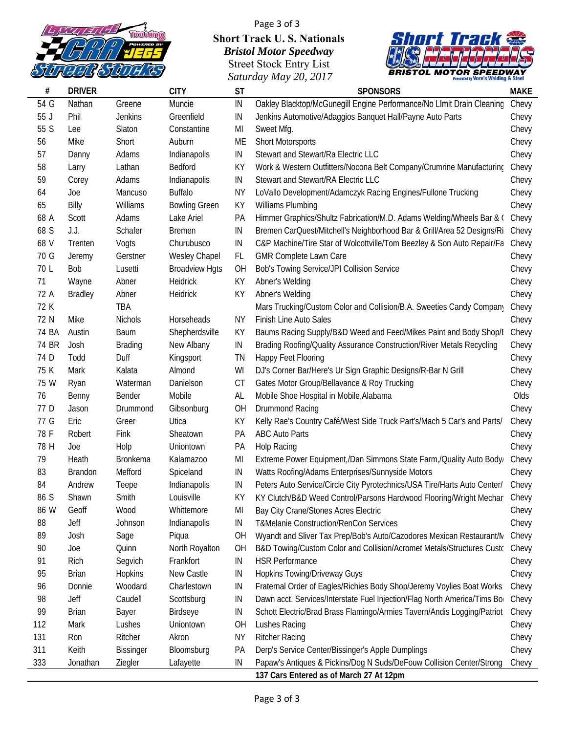# Short Track U. S. Nationals

***Bristol Motor Speedway***

Street Stock Entry List

*Saturday May 20, 2017*

| # | DRIVER | | CITY | ST | SPONSORS | MAKE |
|---|---|---|---|---|---|---|
| 54 G | Nathan | Greene | Muncie | IN | Oakley Blacktop/McGunegill Engine Performance/No LImit Drain Cleaning | Chevy |
| 55 J | Phil | Jenkins | Greenfield | IN | Jenkins Automotive/Adaggios Banquet Hall/Payne Auto Parts | Chevy |
| 55 S | Lee | Slaton | Constantine | MI | Sweet Mfg. | Chevy |
| 56 | Mike | Short | Auburn | ME | Short Motorsports | Chevy |
| 57 | Danny | Adams | Indianapolis | IN | Stewart and Stewart/Ra Electric LLC | Chevy |
| 58 | Larry | Lathan | Bedford | KY | Work & Western Outfitters/Nocona Belt Company/Crumrine Manufacturing | Chevy |
| 59 | Corey | Adams | Indianapolis | IN | Stewart and Stewart/RA Electric LLC | Chevy |
| 64 | Joe | Mancuso | Buffalo | NY | LoVallo Development/Adamczyk Racing Engines/Fullone Trucking | Chevy |
| 65 | Billy | Williams | Bowling Green | KY | Williams Plumbing | Chevy |
| 68 A | Scott | Adams | Lake Ariel | PA | Himmer Graphics/Shultz Fabrication/M.D. Adams Welding/Wheels Bar & ( | Chevy |
| 68 S | J.J. | Schafer | Bremen | IN | Bremen CarQuest/Mitchell's Neighborhood Bar & Grill/Area 52 Designs/Ri | Chevy |
| 68 V | Trenten | Vogts | Churubusco | IN | C&P Machine/Tire Star of Wolcottville/Tom Beezley & Son Auto Repair/Fa | Chevy |
| 70 G | Jeremy | Gerstner | Wesley Chapel | FL | GMR Complete Lawn Care | Chevy |
| 70 L | Bob | Lusetti | Broadview Hgts | OH | Bob's Towing Service/JPI Collision Service | Chevy |
| 71 | Wayne | Abner | Heidrick | KY | Abner's Welding | Chevy |
| 72 A | Bradley | Abner | Heidrick | KY | Abner's Welding | Chevy |
| 72 K | | TBA | | | Mars Trucking/Custom Color and Collision/B.A. Sweeties Candy Company | Chevy |
| 72 N | Mike | Nichols | Horseheads | NY | Finish Line Auto Sales | Chevy |
| 74 BA | Austin | Baum | Shepherdsville | KY | Baums Racing Supply/B&D Weed and Feed/Mikes Paint and Body Shop/E | Chevy |
| 74 BR | Josh | Brading | New Albany | IN | Brading Roofing/Quality Assurance Construction/River Metals Recycling | Chevy |
| 74 D | Todd | Duff | Kingsport | TN | Happy Feet Flooring | Chevy |
| 75 K | Mark | Kalata | Almond | WI | DJ's Corner Bar/Here's Ur Sign Graphic Designs/R-Bar N Grill | Chevy |
| 75 W | Ryan | Waterman | Danielson | CT | Gates Motor Group/Bellavance & Roy Trucking | Chevy |
| 76 | Benny | Bender | Mobile | AL | Mobile Shoe Hospital in Mobile,Alabama | Olds |
| 77 D | Jason | Drummond | Gibsonburg | OH | Drummond Racing | Chevy |
| 77 G | Eric | Greer | Utica | KY | Kelly Rae's Country Café/West Side Truck Part's/Mach 5 Car's and Parts/ | Chevy |
| 78 F | Robert | Fink | Sheatown | PA | ABC Auto Parts | Chevy |
| 78 H | Joe | Holp | Uniontown | PA | Holp Racing | Chevy |
| 79 | Heath | Bronkema | Kalamazoo | MI | Extreme Power Equipment,/Dan Simmons State Farm,/Quality Auto Body/ | Chevy |
| 83 | Brandon | Mefford | Spiceland | IN | Watts Roofing/Adams Enterprises/Sunnyside Motors | Chevy |
| 84 | Andrew | Teepe | Indianapolis | IN | Peters Auto Service/Circle City Pyrotechnics/USA Tire/Harts Auto Center/ | Chevy |
| 86 S | Shawn | Smith | Louisville | KY | KY Clutch/B&D Weed Control/Parsons Hardwood Flooring/Wright Mechar | Chevy |
| 86 W | Geoff | Wood | Whittemore | MI | Bay City Crane/Stones Acres Electric | Chevy |
| 88 | Jeff | Johnson | Indianapolis | IN | T&Melanie Construction/RenCon Services | Chevy |
| 89 | Josh | Sage | Piqua | OH | Wyandt and Sliver Tax Prep/Bob's Auto/Cazodores Mexican Restaurant/N | Chevy |
| 90 | Joe | Quinn | North Royalton | OH | B&D Towing/Custom Color and Collision/Acromet Metals/Structures Custo | Chevy |
| 91 | Rich | Segvich | Frankfort | IN | HSR Performance | Chevy |
| 95 | Brian | Hopkins | New Castle | IN | Hopkins Towing/Driveway Guys | Chevy |
| 96 | Donnie | Woodard | Charlestown | IN | Fraternal Order of Eagles/Richies Body Shop/Jeremy Voylies Boat Works | Chevy |
| 98 | Jeff | Caudell | Scottsburg | IN | Dawn acct. Services/Interstate Fuel Injection/Flag North America/Tims Bo | Chevy |
| 99 | Brian | Bayer | Birdseye | IN | Schott Electric/Brad Brass Flamingo/Armies Tavern/Andis Logging/Patriot | Chevy |
| 112 | Mark | Lushes | Uniontown | OH | Lushes Racing | Chevy |
| 131 | Ron | Ritcher | Akron | NY | Ritcher Racing | Chevy |
| 311 | Keith | Bissinger | Bloomsburg | PA | Derp's Service Center/Bissinger's Apple Dumplings | Chevy |
| 333 | Jonathan | Ziegler | Lafayette | IN | Papaw's Antiques & Pickins/Dog N Suds/DeFouw Collision Center/Strong | Chevy |

**137 Cars Entered as of March 27 At 12pm**